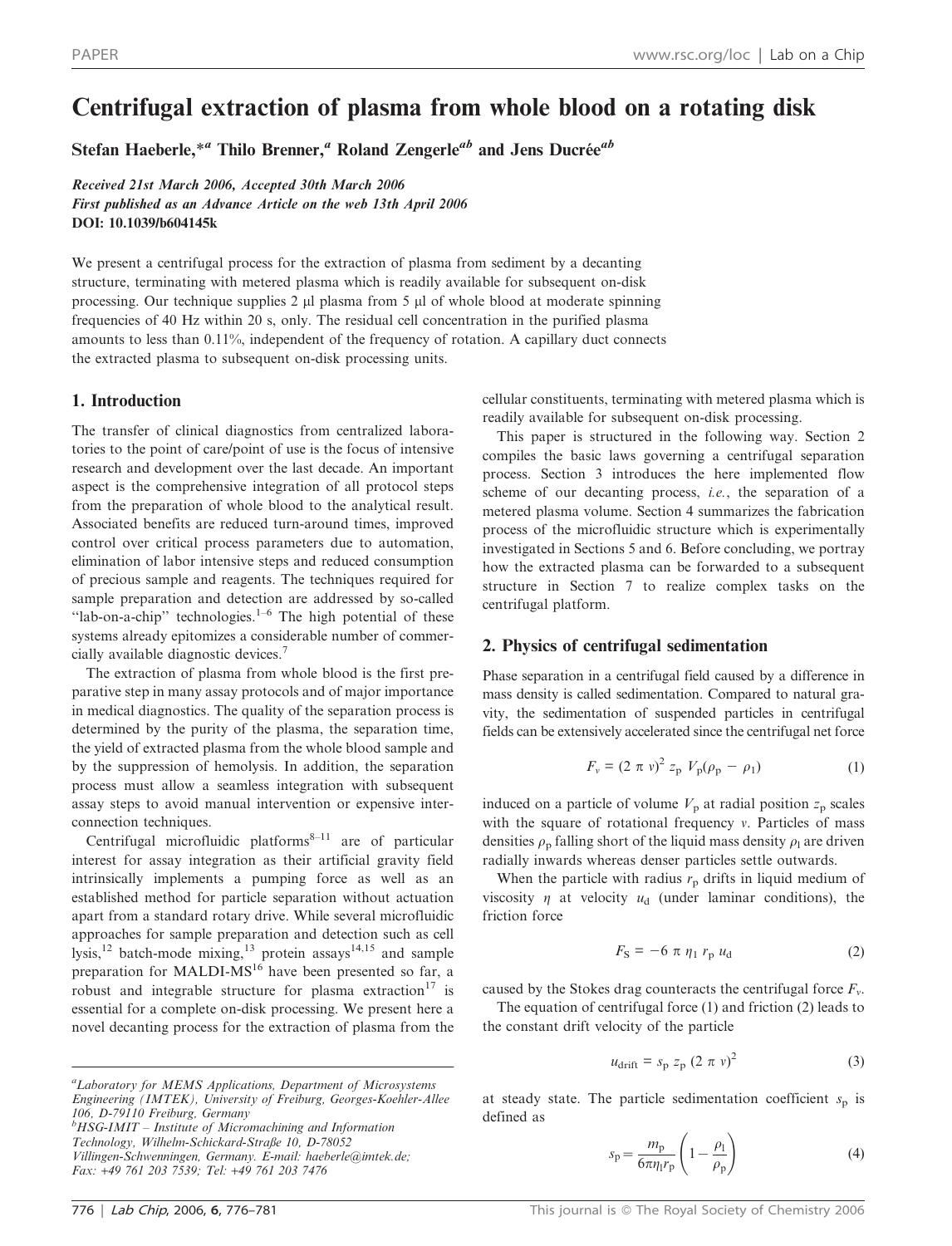# Centrifugal extraction of plasma from whole blood on a rotating disk

Stefan Haeberle,*[a] Thilo Brenner,[a] Roland Zengerle[ab] and Jens Ducrée[ab]

*Received 21st March 2006, Accepted 30th March 2006*
*First published as an Advance Article on the web 13th April 2006*
**DOI: 10.1039/b604145k**

We present a centrifugal process for the extraction of plasma from sediment by a decanting structure, terminating with metered plasma which is readily available for subsequent on-disk processing. Our technique supplies 2 µl plasma from 5 µl of whole blood at moderate spinning frequencies of 40 Hz within 20 s, only. The residual cell concentration in the purified plasma amounts to less than 0.11%, independent of the frequency of rotation. A capillary duct connects the extracted plasma to subsequent on-disk processing units.

## 1. Introduction

The transfer of clinical diagnostics from centralized laboratories to the point of care/point of use is the focus of intensive research and development over the last decade. An important aspect is the comprehensive integration of all protocol steps from the preparation of whole blood to the analytical result. Associated benefits are reduced turn-around times, improved control over critical process parameters due to automation, elimination of labor intensive steps and reduced consumption of precious sample and reagents. The techniques required for sample preparation and detection are addressed by so-called "lab-on-a-chip" technologies.[1–6] The high potential of these systems already epitomizes a considerable number of commercially available diagnostic devices.[7]

The extraction of plasma from whole blood is the first preparative step in many assay protocols and of major importance in medical diagnostics. The quality of the separation process is determined by the purity of the plasma, the separation time, the yield of extracted plasma from the whole blood sample and by the suppression of hemolysis. In addition, the separation process must allow a seamless integration with subsequent assay steps to avoid manual intervention or expensive interconnection techniques.

Centrifugal microfluidic platforms[8–11] are of particular interest for assay integration as their artificial gravity field intrinsically implements a pumping force as well as an established method for particle separation without actuation apart from a standard rotary drive. While several microfluidic approaches for sample preparation and detection such as cell lysis,[12] batch-mode mixing,[13] protein assays[14,15] and sample preparation for MALDI-MS[16] have been presented so far, a robust and integrable structure for plasma extraction[17] is essential for a complete on-disk processing. We present here a novel decanting process for the extraction of plasma from the cellular constituents, terminating with metered plasma which is readily available for subsequent on-disk processing.

This paper is structured in the following way. Section 2 compiles the basic laws governing a centrifugal separation process. Section 3 introduces the here implemented flow scheme of our decanting process, *i.e.*, the separation of a metered plasma volume. Section 4 summarizes the fabrication process of the microfluidic structure which is experimentally investigated in Sections 5 and 6. Before concluding, we portray how the extracted plasma can be forwarded to a subsequent structure in Section 7 to realize complex tasks on the centrifugal platform.

## 2. Physics of centrifugal sedimentation

Phase separation in a centrifugal field caused by a difference in mass density is called sedimentation. Compared to natural gravity, the sedimentation of suspended particles in centrifugal fields can be extensively accelerated since the centrifugal net force

$$F_\nu = (2\,\pi\,\nu)^2\, z_\mathrm{p}\; V_\mathrm{p}(\rho_\mathrm{p} - \rho_\mathrm{l}) \tag{1}$$

induced on a particle of volume $V_\mathrm{p}$ at radial position $z_\mathrm{p}$ scales with the square of rotational frequency $\nu$. Particles of mass densities $\rho_\mathrm{p}$ falling short of the liquid mass density $\rho_\mathrm{l}$ are driven radially inwards whereas denser particles settle outwards.

When the particle with radius $r_\mathrm{p}$ drifts in liquid medium of viscosity $\eta$ at velocity $u_\mathrm{d}$ (under laminar conditions), the friction force

$$F_\mathrm{S} = -6\,\pi\,\eta_\mathrm{l}\,r_\mathrm{p}\,u_\mathrm{d} \tag{2}$$

caused by the Stokes drag counteracts the centrifugal force $F_\nu$.

The equation of centrifugal force (1) and friction (2) leads to the constant drift velocity of the particle

$$u_\mathrm{drift} = s_\mathrm{p}\; z_\mathrm{p}\; (2\,\pi\,\nu)^2 \tag{3}$$

at steady state. The particle sedimentation coefficient $s_\mathrm{p}$ is defined as

$$s_\mathrm{p} = \frac{m_\mathrm{p}}{6\pi\eta_\mathrm{l}r_\mathrm{p}}\left(1 - \frac{\rho_\mathrm{l}}{\rho_\mathrm{p}}\right) \tag{4}$$

---

[a] Laboratory for MEMS Applications, Department of Microsystems Engineering (IMTEK), University of Freiburg, Georges-Koehler-Allee 106, D-79110 Freiburg, Germany
[b] HSG-IMIT – Institute of Micromachining and Information Technology, Wilhelm-Schickard-Straße 10, D-78052 Villingen-Schwenningen, Germany. E-mail: haeberle@imtek.de; Fax: +49 761 203 7539; Tel: +49 761 203 7476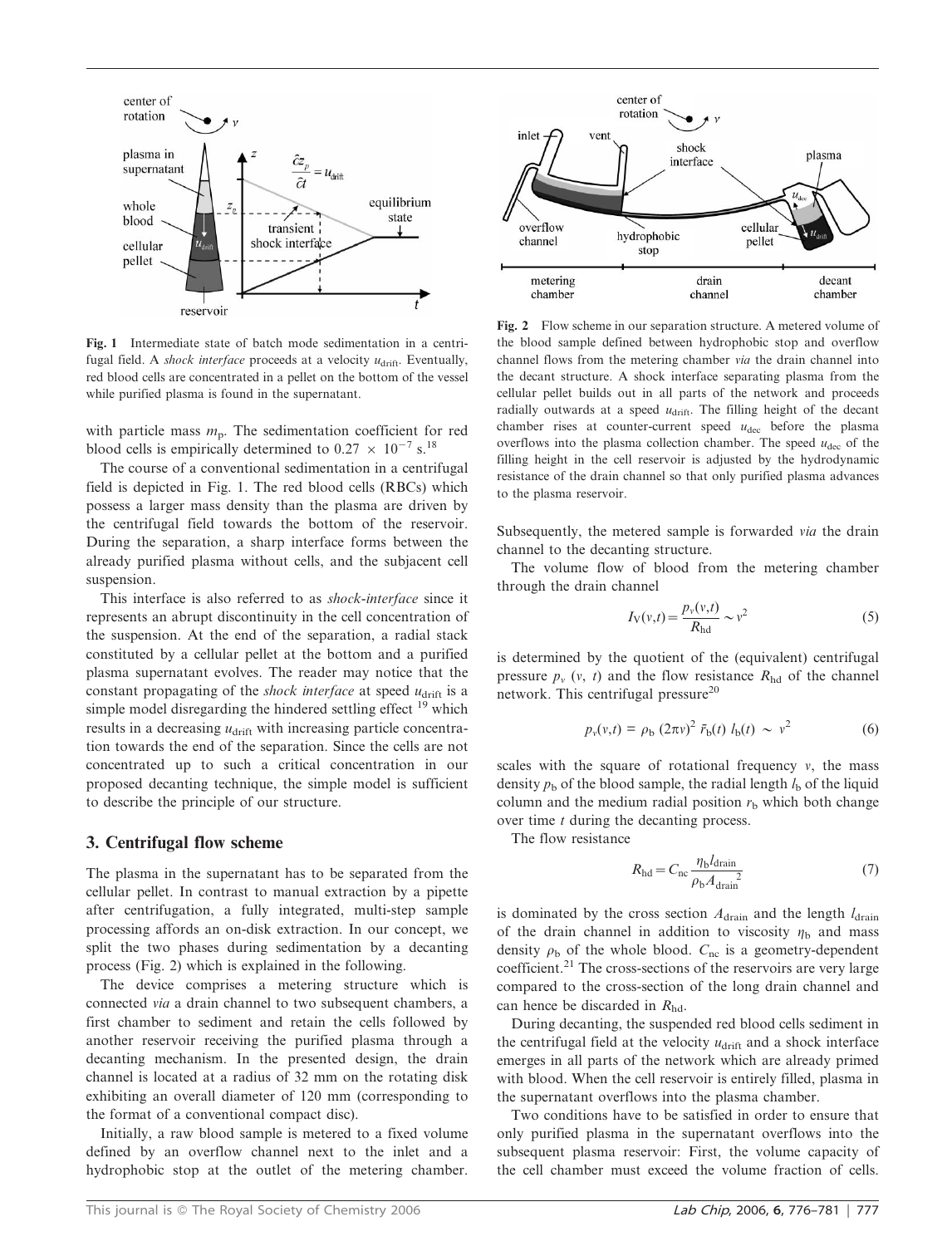Fig. 1 Intermediate state of batch mode sedimentation in a centrifugal field. A *shock interface* proceeds at a velocity $u_{\mathrm{drift}}$. Eventually, red blood cells are concentrated in a pellet on the bottom of the vessel while purified plasma is found in the supernatant.

Fig. 2 Flow scheme in our separation structure. A metered volume of the blood sample defined between hydrophobic stop and overflow channel flows from the metering chamber *via* the drain channel into the decant structure. A shock interface separating plasma from the cellular pellet builds out in all parts of the network and proceeds radially outwards at a speed $u_{\mathrm{drift}}$. The filling height of the decant chamber rises at counter-current speed $u_{\mathrm{dec}}$ before the plasma overflows into the plasma collection chamber. The speed $u_{\mathrm{dec}}$ of the filling height in the cell reservoir is adjusted by the hydrodynamic resistance of the drain channel so that only purified plasma advances to the plasma reservoir.

with particle mass $m_{\mathrm{p}}$. The sedimentation coefficient for red blood cells is empirically determined to $0.27 \times 10^{-7}$ s.[18]

The course of a conventional sedimentation in a centrifugal field is depicted in Fig. 1. The red blood cells (RBCs) which possess a larger mass density than the plasma are driven by the centrifugal field towards the bottom of the reservoir. During the separation, a sharp interface forms between the already purified plasma without cells, and the subjacent cell suspension.

This interface is also referred to as *shock-interface* since it represents an abrupt discontinuity in the cell concentration of the suspension. At the end of the separation, a radial stack constituted by a cellular pellet at the bottom and a purified plasma supernatant evolves. The reader may notice that the constant propagating of the *shock interface* at speed $u_{\mathrm{drift}}$ is a simple model disregarding the hindered settling effect [19] which results in a decreasing $u_{\mathrm{drift}}$ with increasing particle concentration towards the end of the separation. Since the cells are not concentrated up to such a critical concentration in our proposed decanting technique, the simple model is sufficient to describe the principle of our structure.

## 3. Centrifugal flow scheme

The plasma in the supernatant has to be separated from the cellular pellet. In contrast to manual extraction by a pipette after centrifugation, a fully integrated, multi-step sample processing affords an on-disk extraction. In our concept, we split the two phases during sedimentation by a decanting process (Fig. 2) which is explained in the following.

The device comprises a metering structure which is connected *via* a drain channel to two subsequent chambers, a first chamber to sediment and retain the cells followed by another reservoir receiving the purified plasma through a decanting mechanism. In the presented design, the drain channel is located at a radius of 32 mm on the rotating disk exhibiting an overall diameter of 120 mm (corresponding to the format of a conventional compact disc).

Initially, a raw blood sample is metered to a fixed volume defined by an overflow channel next to the inlet and a hydrophobic stop at the outlet of the metering chamber. Subsequently, the metered sample is forwarded *via* the drain channel to the decanting structure.

The volume flow of blood from the metering chamber through the drain channel

$$I_{\mathrm{V}}(\nu,t) = \frac{p_{\nu}(\nu,t)}{R_{\mathrm{hd}}} \sim \nu^2 \tag{5}$$

is determined by the quotient of the (equivalent) centrifugal pressure $p_{\nu}$ ($\nu$, $t$) and the flow resistance $R_{\mathrm{hd}}$ of the channel network. This centrifugal pressure[20]

$$p_{\nu}(\nu,t) = \rho_{\mathrm{b}}\,(2\pi\nu)^2\,\bar{r}_{\mathrm{b}}(t)\,l_{\mathrm{b}}(t) \sim \nu^2 \tag{6}$$

scales with the square of rotational frequency $\nu$, the mass density $\rho_{\mathrm{b}}$ of the blood sample, the radial length $l_{\mathrm{b}}$ of the liquid column and the medium radial position $r_{\mathrm{b}}$ which both change over time $t$ during the decanting process.

The flow resistance

$$R_{\mathrm{hd}} = C_{\mathrm{nc}} \frac{\eta_{\mathrm{b}} l_{\mathrm{drain}}}{\rho_{\mathrm{b}} A_{\mathrm{drain}}{}^2} \tag{7}$$

is dominated by the cross section $A_{\mathrm{drain}}$ and the length $l_{\mathrm{drain}}$ of the drain channel in addition to viscosity $\eta_{\mathrm{b}}$ and mass density $\rho_{\mathrm{b}}$ of the whole blood. $C_{\mathrm{nc}}$ is a geometry-dependent coefficient.[21] The cross-sections of the reservoirs are very large compared to the cross-section of the long drain channel and can hence be discarded in $R_{\mathrm{hd}}$.

During decanting, the suspended red blood cells sediment in the centrifugal field at the velocity $u_{\mathrm{drift}}$ and a shock interface emerges in all parts of the network which are already primed with blood. When the cell reservoir is entirely filled, plasma in the supernatant overflows into the plasma chamber.

Two conditions have to be satisfied in order to ensure that only purified plasma in the supernatant overflows into the subsequent plasma reservoir: First, the volume capacity of the cell chamber must exceed the volume fraction of cells.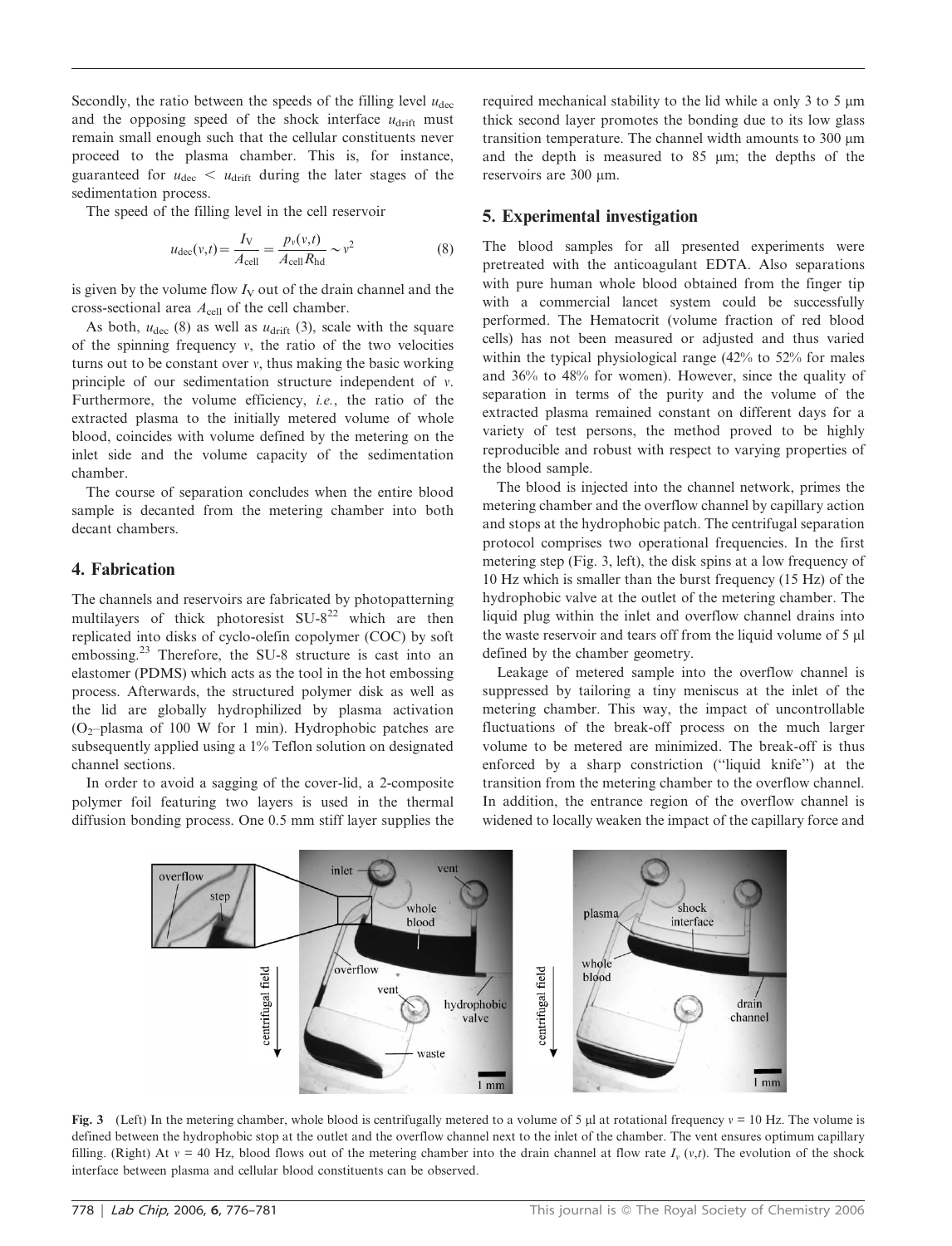Secondly, the ratio between the speeds of the filling level $u_{dec}$ and the opposing speed of the shock interface $u_{drift}$ must remain small enough such that the cellular constituents never proceed to the plasma chamber. This is, for instance, guaranteed for $u_{dec} < u_{drift}$ during the later stages of the sedimentation process.

The speed of the filling level in the cell reservoir

$$u_{dec}(v,t) = \frac{I_V}{A_{cell}} = \frac{p_v(v,t)}{A_{cell} R_{hd}} \sim v^2 \tag{8}$$

is given by the volume flow $I_V$ out of the drain channel and the cross-sectional area $A_{cell}$ of the cell chamber.

As both, $u_{dec}$ (8) as well as $u_{drift}$ (3), scale with the square of the spinning frequency $v$, the ratio of the two velocities turns out to be constant over $v$, thus making the basic working principle of our sedimentation structure independent of $v$. Furthermore, the volume efficiency, *i.e.*, the ratio of the extracted plasma to the initially metered volume of whole blood, coincides with volume defined by the metering on the inlet side and the volume capacity of the sedimentation chamber.

The course of separation concludes when the entire blood sample is decanted from the metering chamber into both decant chambers.

## 4. Fabrication

The channels and reservoirs are fabricated by photopatterning multilayers of thick photoresist SU-8[22] which are then replicated into disks of cyclo-olefin copolymer (COC) by soft embossing.[23] Therefore, the SU-8 structure is cast into an elastomer (PDMS) which acts as the tool in the hot embossing process. Afterwards, the structured polymer disk as well as the lid are globally hydrophilized by plasma activation ($O_2$–plasma of 100 W for 1 min). Hydrophobic patches are subsequently applied using a 1% Teflon solution on designated channel sections.

In order to avoid a sagging of the cover-lid, a 2-composite polymer foil featuring two layers is used in the thermal diffusion bonding process. One 0.5 mm stiff layer supplies the required mechanical stability to the lid while a only 3 to 5 µm thick second layer promotes the bonding due to its low glass transition temperature. The channel width amounts to 300 µm and the depth is measured to 85 µm; the depths of the reservoirs are 300 µm.

## 5. Experimental investigation

The blood samples for all presented experiments were pretreated with the anticoagulant EDTA. Also separations with pure human whole blood obtained from the finger tip with a commercial lancet system could be successfully performed. The Hematocrit (volume fraction of red blood cells) has not been measured or adjusted and thus varied within the typical physiological range (42% to 52% for males and 36% to 48% for women). However, since the quality of separation in terms of the purity and the volume of the extracted plasma remained constant on different days for a variety of test persons, the method proved to be highly reproducible and robust with respect to varying properties of the blood sample.

The blood is injected into the channel network, primes the metering chamber and the overflow channel by capillary action and stops at the hydrophobic patch. The centrifugal separation protocol comprises two operational frequencies. In the first metering step (Fig. 3, left), the disk spins at a low frequency of 10 Hz which is smaller than the burst frequency (15 Hz) of the hydrophobic valve at the outlet of the metering chamber. The liquid plug within the inlet and overflow channel drains into the waste reservoir and tears off from the liquid volume of 5 µl defined by the chamber geometry.

Leakage of metered sample into the overflow channel is suppressed by tailoring a tiny meniscus at the inlet of the metering chamber. This way, the impact of uncontrollable fluctuations of the break-off process on the much larger volume to be metered are minimized. The break-off is thus enforced by a sharp constriction ("liquid knife") at the transition from the metering chamber to the overflow channel. In addition, the entrance region of the overflow channel is widened to locally weaken the impact of the capillary force and

**Fig. 3** (Left) In the metering chamber, whole blood is centrifugally metered to a volume of 5 µl at rotational frequency $v$ = 10 Hz. The volume is defined between the hydrophobic stop at the outlet and the overflow channel next to the inlet of the chamber. The vent ensures optimum capillary filling. (Right) At $v$ = 40 Hz, blood flows out of the metering chamber into the drain channel at flow rate $I_v(v,t)$. The evolution of the shock interface between plasma and cellular blood constituents can be observed.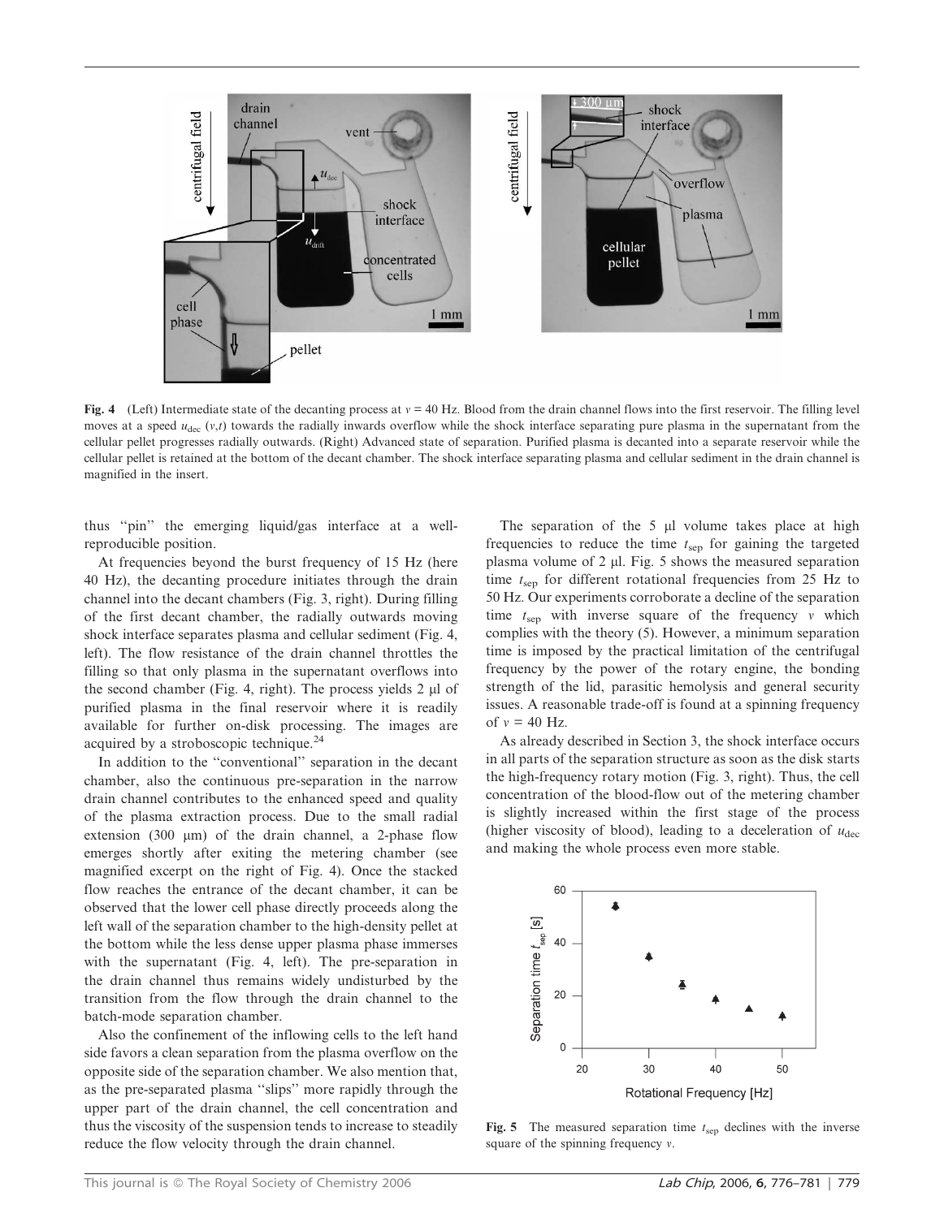Fig. 4 (Left) Intermediate state of the decanting process at $v = 40$ Hz. Blood from the drain channel flows into the first reservoir. The filling level moves at a speed $u_{dec}$ $(v,t)$ towards the radially inwards overflow while the shock interface separating pure plasma in the supernatant from the cellular pellet progresses radially outwards. (Right) Advanced state of separation. Purified plasma is decanted into a separate reservoir while the cellular pellet is retained at the bottom of the decant chamber. The shock interface separating plasma and cellular sediment in the drain channel is magnified in the insert.

thus "pin" the emerging liquid/gas interface at a well-reproducible position.

At frequencies beyond the burst frequency of 15 Hz (here 40 Hz), the decanting procedure initiates through the drain channel into the decant chambers (Fig. 3, right). During filling of the first decant chamber, the radially outwards moving shock interface separates plasma and cellular sediment (Fig. 4, left). The flow resistance of the drain channel throttles the filling so that only plasma in the supernatant overflows into the second chamber (Fig. 4, right). The process yields 2 µl of purified plasma in the final reservoir where it is readily available for further on-disk processing. The images are acquired by a stroboscopic technique.[24]

In addition to the "conventional" separation in the decant chamber, also the continuous pre-separation in the narrow drain channel contributes to the enhanced speed and quality of the plasma extraction process. Due to the small radial extension (300 µm) of the drain channel, a 2-phase flow emerges shortly after exiting the metering chamber (see magnified excerpt on the right of Fig. 4). Once the stacked flow reaches the entrance of the decant chamber, it can be observed that the lower cell phase directly proceeds along the left wall of the separation chamber to the high-density pellet at the bottom while the less dense upper plasma phase immerses with the supernatant (Fig. 4, left). The pre-separation in the drain channel thus remains widely undisturbed by the transition from the flow through the drain channel to the batch-mode separation chamber.

Also the confinement of the inflowing cells to the left hand side favors a clean separation from the plasma overflow on the opposite side of the separation chamber. We also mention that, as the pre-separated plasma "slips" more rapidly through the upper part of the drain channel, the cell concentration and thus the viscosity of the suspension tends to increase to steadily reduce the flow velocity through the drain channel.

The separation of the 5 µl volume takes place at high frequencies to reduce the time $t_{sep}$ for gaining the targeted plasma volume of 2 µl. Fig. 5 shows the measured separation time $t_{sep}$ for different rotational frequencies from 25 Hz to 50 Hz. Our experiments corroborate a decline of the separation time $t_{sep}$ with inverse square of the frequency $v$ which complies with the theory (5). However, a minimum separation time is imposed by the practical limitation of the centrifugal frequency by the power of the rotary engine, the bonding strength of the lid, parasitic hemolysis and general security issues. A reasonable trade-off is found at a spinning frequency of $v = 40$ Hz.

As already described in Section 3, the shock interface occurs in all parts of the separation structure as soon as the disk starts the high-frequency rotary motion (Fig. 3, right). Thus, the cell concentration of the blood-flow out of the metering chamber is slightly increased within the first stage of the process (higher viscosity of blood), leading to a deceleration of $u_{dec}$ and making the whole process even more stable.

Fig. 5 The measured separation time $t_{sep}$ declines with the inverse square of the spinning frequency $v$.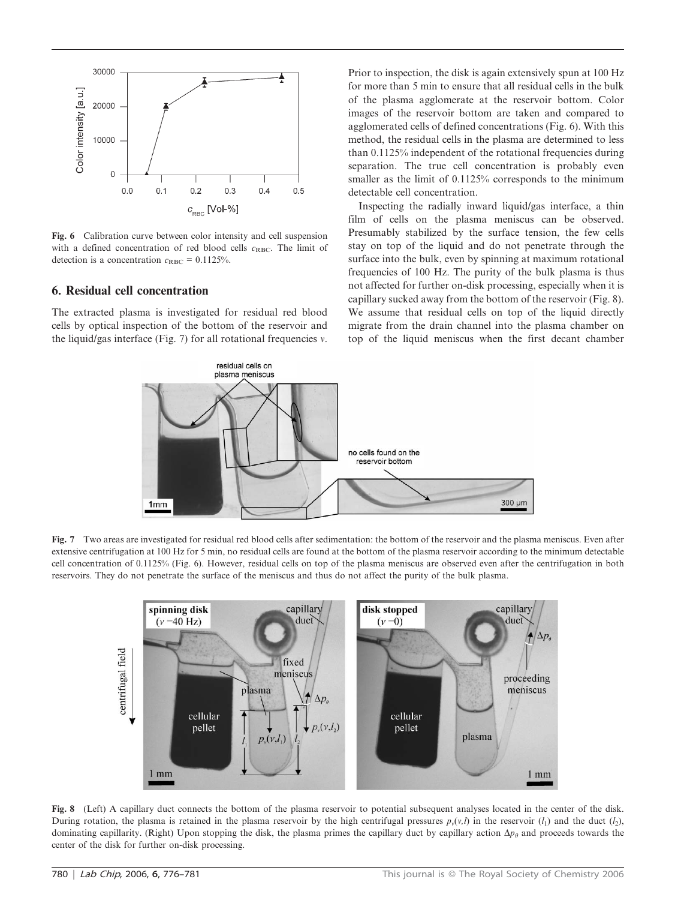Fig. 6 Calibration curve between color intensity and cell suspension with a defined concentration of red blood cells $c_{RBC}$. The limit of detection is a concentration $c_{RBC}$ = 0.1125%.

## 6. Residual cell concentration

The extracted plasma is investigated for residual red blood cells by optical inspection of the bottom of the reservoir and the liquid/gas interface (Fig. 7) for all rotational frequencies $\nu$. Prior to inspection, the disk is again extensively spun at 100 Hz for more than 5 min to ensure that all residual cells in the bulk of the plasma agglomerate at the reservoir bottom. Color images of the reservoir bottom are taken and compared to agglomerated cells of defined concentrations (Fig. 6). With this method, the residual cells in the plasma are determined to less than 0.1125% independent of the rotational frequencies during separation. The true cell concentration is probably even smaller as the limit of 0.1125% corresponds to the minimum detectable cell concentration.

Inspecting the radially inward liquid/gas interface, a thin film of cells on the plasma meniscus can be observed. Presumably stabilized by the surface tension, the few cells stay on top of the liquid and do not penetrate through the surface into the bulk, even by spinning at maximum rotational frequencies of 100 Hz. The purity of the bulk plasma is thus not affected for further on-disk processing, especially when it is capillary sucked away from the bottom of the reservoir (Fig. 8). We assume that residual cells on top of the liquid directly migrate from the drain channel into the plasma chamber on top of the liquid meniscus when the first decant chamber

Fig. 7 Two areas are investigated for residual red blood cells after sedimentation: the bottom of the reservoir and the plasma meniscus. Even after extensive centrifugation at 100 Hz for 5 min, no residual cells are found at the bottom of the plasma reservoir according to the minimum detectable cell concentration of 0.1125% (Fig. 6). However, residual cells on top of the plasma meniscus are observed even after the centrifugation in both reservoirs. They do not penetrate the surface of the meniscus and thus do not affect the purity of the bulk plasma.

Fig. 8 (Left) A capillary duct connects the bottom of the plasma reservoir to potential subsequent analyses located in the center of the disk. During rotation, the plasma is retained in the plasma reservoir by the high centrifugal pressures $p_\nu(\nu,l)$ in the reservoir ($l_1$) and the duct ($l_2$), dominating capillarity. (Right) Upon stopping the disk, the plasma primes the capillary duct by capillary action $\Delta p_\theta$ and proceeds towards the center of the disk for further on-disk processing.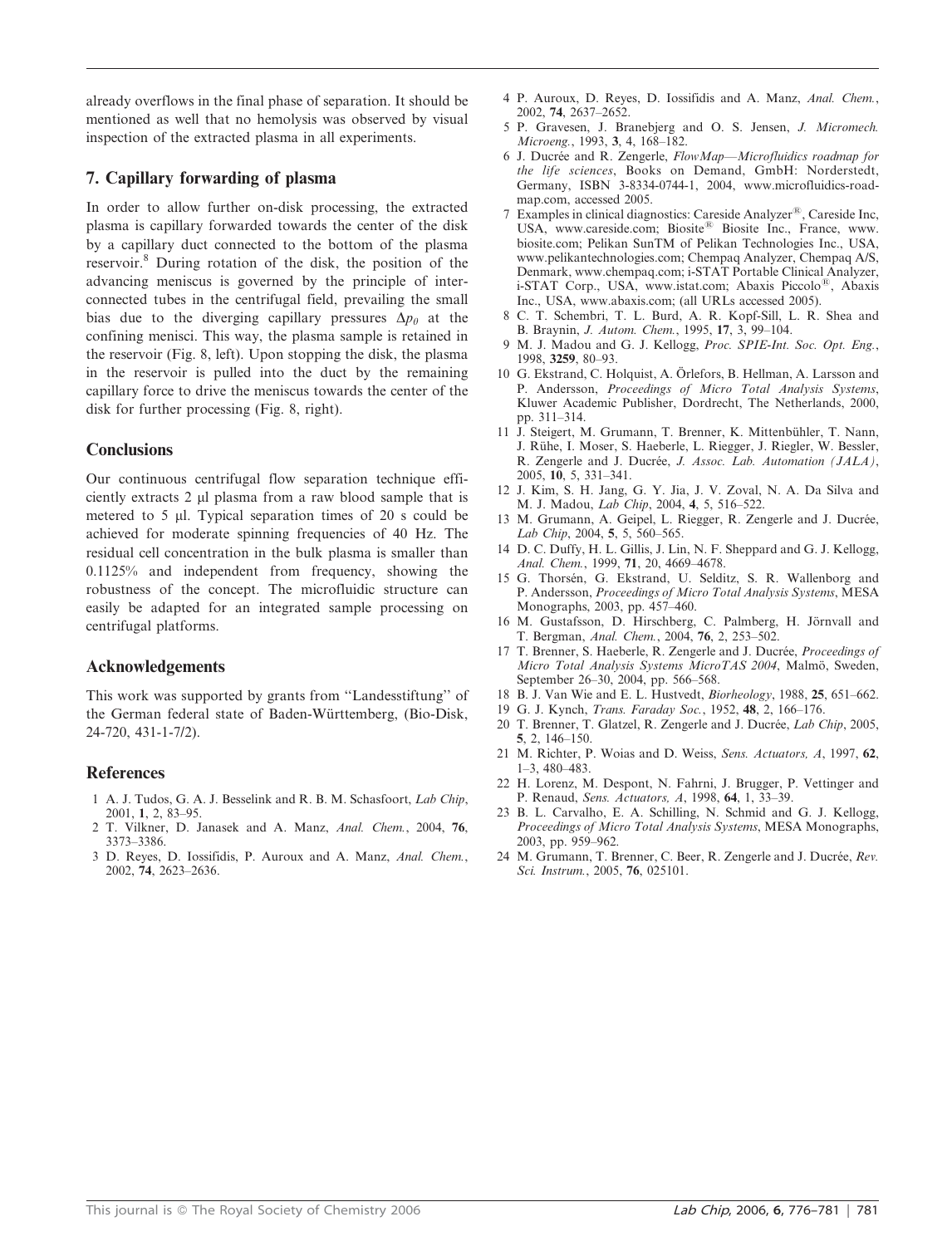already overflows in the final phase of separation. It should be mentioned as well that no hemolysis was observed by visual inspection of the extracted plasma in all experiments.

## 7. Capillary forwarding of plasma

In order to allow further on-disk processing, the extracted plasma is capillary forwarded towards the center of the disk by a capillary duct connected to the bottom of the plasma reservoir.[8] During rotation of the disk, the position of the advancing meniscus is governed by the principle of inter-connected tubes in the centrifugal field, prevailing the small bias due to the diverging capillary pressures $\Delta p_\theta$ at the confining menisci. This way, the plasma sample is retained in the reservoir (Fig. 8, left). Upon stopping the disk, the plasma in the reservoir is pulled into the duct by the remaining capillary force to drive the meniscus towards the center of the disk for further processing (Fig. 8, right).

## Conclusions

Our continuous centrifugal flow separation technique efficiently extracts 2 µl plasma from a raw blood sample that is metered to 5 µl. Typical separation times of 20 s could be achieved for moderate spinning frequencies of 40 Hz. The residual cell concentration in the bulk plasma is smaller than 0.1125% and independent from frequency, showing the robustness of the concept. The microfluidic structure can easily be adapted for an integrated sample processing on centrifugal platforms.

## Acknowledgements

This work was supported by grants from ''Landesstiftung'' of the German federal state of Baden-Württemberg, (Bio-Disk, 24-720, 431-1-7/2).

## References

1. A. J. Tudos, G. A. J. Besselink and R. B. M. Schasfoort, *Lab Chip*, 2001, **1**, 2, 83–95.
2. T. Vilkner, D. Janasek and A. Manz, *Anal. Chem.*, 2004, **76**, 3373–3386.
3. D. Reyes, D. Iossifidis, P. Auroux and A. Manz, *Anal. Chem.*, 2002, **74**, 2623–2636.
4. P. Auroux, D. Reyes, D. Iossifidis and A. Manz, *Anal. Chem.*, 2002, **74**, 2637–2652.
5. P. Gravesen, J. Branebjerg and O. S. Jensen, *J. Micromech. Microeng.*, 1993, **3**, 4, 168–182.
6. J. Ducrée and R. Zengerle, *FlowMap—Microfluidics roadmap for the life sciences*, Books on Demand, GmbH: Norderstedt, Germany, ISBN 3-8334-0744-1, 2004, www.microfluidics-roadmap.com, accessed 2005.
7. Examples in clinical diagnostics: Careside Analyzer®, Careside Inc, USA, www.careside.com; Biosite® Biosite Inc., France, www.biosite.com; Pelikan SunTM of Pelikan Technologies Inc., USA, www.pelikantechnologies.com; Chempaq Analyzer, Chempaq A/S, Denmark, www.chempaq.com; i-STAT Portable Clinical Analyzer, i-STAT Corp., USA, www.istat.com; Abaxis Piccolo®, Abaxis Inc., USA, www.abaxis.com; (all URLs accessed 2005).
8. C. T. Schembri, T. L. Burd, A. R. Kopf-Sill, L. R. Shea and B. Braynin, *J. Autom. Chem.*, 1995, **17**, 3, 99–104.
9. M. J. Madou and G. J. Kellogg, *Proc. SPIE-Int. Soc. Opt. Eng.*, 1998, **3259**, 80–93.
10. G. Ekstrand, C. Holquist, A. Örlefors, B. Hellman, A. Larsson and P. Andersson, *Proceedings of Micro Total Analysis Systems*, Kluwer Academic Publisher, Dordrecht, The Netherlands, 2000, pp. 311–314.
11. J. Steigert, M. Grumann, T. Brenner, K. Mittenbühler, T. Nann, J. Rühe, I. Moser, S. Haeberle, L. Riegger, J. Riegler, W. Bessler, R. Zengerle and J. Ducrée, *J. Assoc. Lab. Automation (JALA)*, 2005, **10**, 5, 331–341.
12. J. Kim, S. H. Jang, G. Y. Jia, J. V. Zoval, N. A. Da Silva and M. J. Madou, *Lab Chip*, 2004, **4**, 5, 516–522.
13. M. Grumann, A. Geipel, L. Riegger, R. Zengerle and J. Ducrée, *Lab Chip*, 2004, **5**, 5, 560–565.
14. D. C. Duffy, H. L. Gillis, J. Lin, N. F. Sheppard and G. J. Kellogg, *Anal. Chem.*, 1999, **71**, 20, 4669–4678.
15. G. Thorsén, G. Ekstrand, U. Selditz, S. R. Wallenborg and P. Andersson, *Proceedings of Micro Total Analysis Systems*, MESA Monographs, 2003, pp. 457–460.
16. M. Gustafsson, D. Hirschberg, C. Palmberg, H. Jörnvall and T. Bergman, *Anal. Chem.*, 2004, **76**, 2, 253–502.
17. T. Brenner, S. Haeberle, R. Zengerle and J. Ducrée, *Proceedings of Micro Total Analysis Systems MicroTAS 2004*, Malmö, Sweden, September 26–30, 2004, pp. 566–568.
18. B. J. Van Wie and E. L. Hustvedt, *Biorheology*, 1988, **25**, 651–662.
19. G. J. Kynch, *Trans. Faraday Soc.*, 1952, **48**, 2, 166–176.
20. T. Brenner, T. Glatzel, R. Zengerle and J. Ducrée, *Lab Chip*, 2005, **5**, 2, 146–150.
21. M. Richter, P. Woias and D. Weiss, *Sens. Actuators, A*, 1997, **62**, 1–3, 480–483.
22. H. Lorenz, M. Despont, N. Fahrni, J. Brugger, P. Vettinger and P. Renaud, *Sens. Actuators, A*, 1998, **64**, 1, 33–39.
23. B. L. Carvalho, E. A. Schilling, N. Schmid and G. J. Kellogg, *Proceedings of Micro Total Analysis Systems*, MESA Monographs, 2003, pp. 959–962.
24. M. Grumann, T. Brenner, C. Beer, R. Zengerle and J. Ducrée, *Rev. Sci. Instrum.*, 2005, **76**, 025101.